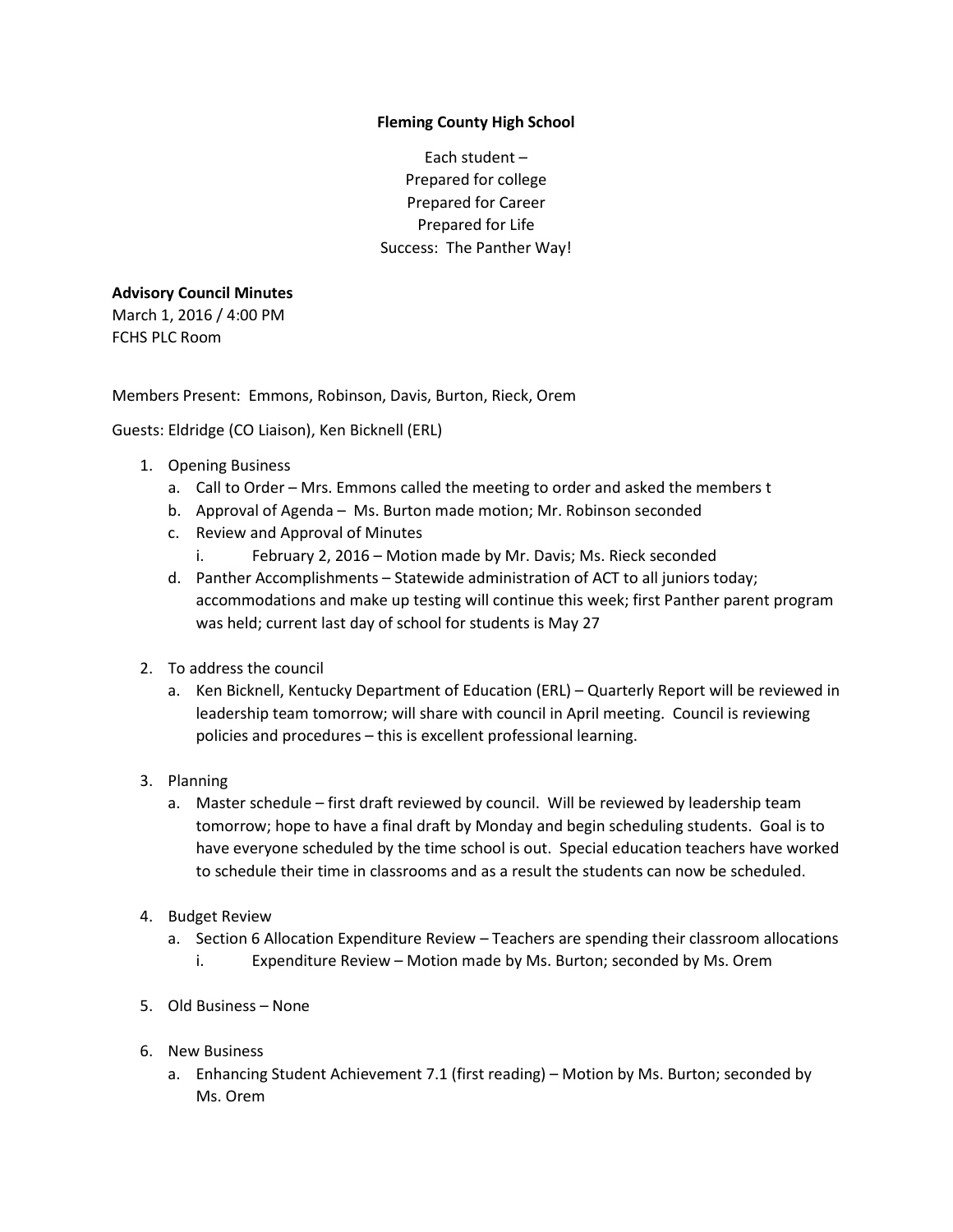**Fleming County High School**

Each student –
Prepared for college
Prepared for Career
Prepared for Life
Success: The Panther Way!

**Advisory Council Minutes**
March 1, 2016 / 4:00 PM
FCHS PLC Room

Members Present: Emmons, Robinson, Davis, Burton, Rieck, Orem

Guests: Eldridge (CO Liaison), Ken Bicknell (ERL)

1. Opening Business
   a. Call to Order – Mrs. Emmons called the meeting to order and asked the members t
   b. Approval of Agenda – Ms. Burton made motion; Mr. Robinson seconded
   c. Review and Approval of Minutes
      i. February 2, 2016 – Motion made by Mr. Davis; Ms. Rieck seconded
   d. Panther Accomplishments – Statewide administration of ACT to all juniors today; accommodations and make up testing will continue this week; first Panther parent program was held; current last day of school for students is May 27

2. To address the council
   a. Ken Bicknell, Kentucky Department of Education (ERL) – Quarterly Report will be reviewed in leadership team tomorrow; will share with council in April meeting. Council is reviewing policies and procedures – this is excellent professional learning.

3. Planning
   a. Master schedule – first draft reviewed by council. Will be reviewed by leadership team tomorrow; hope to have a final draft by Monday and begin scheduling students. Goal is to have everyone scheduled by the time school is out. Special education teachers have worked to schedule their time in classrooms and as a result the students can now be scheduled.

4. Budget Review
   a. Section 6 Allocation Expenditure Review – Teachers are spending their classroom allocations
      i. Expenditure Review – Motion made by Ms. Burton; seconded by Ms. Orem

5. Old Business – None

6. New Business
   a. Enhancing Student Achievement 7.1 (first reading) – Motion by Ms. Burton; seconded by Ms. Orem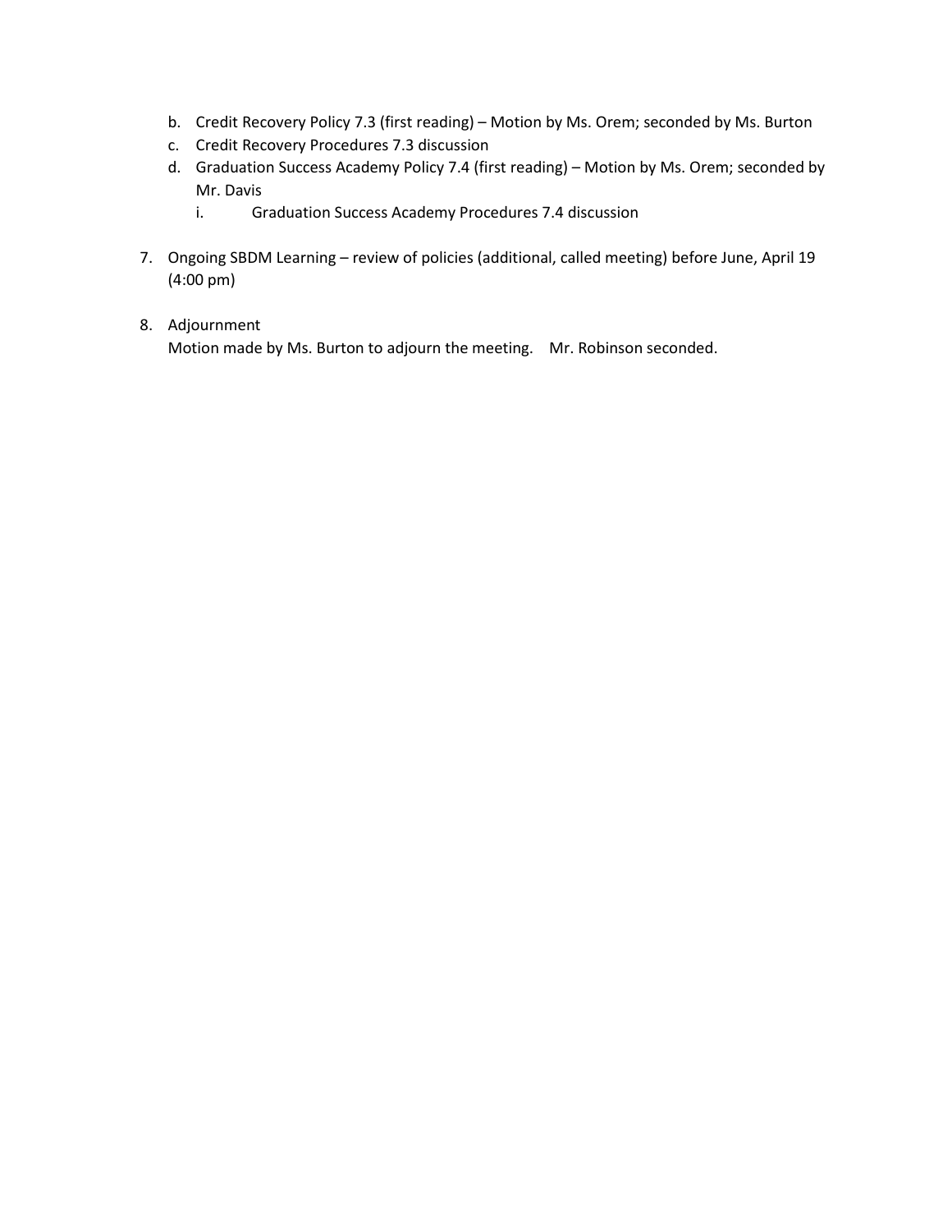b. Credit Recovery Policy 7.3 (first reading) – Motion by Ms. Orem; seconded by Ms. Burton
   c. Credit Recovery Procedures 7.3 discussion
   d. Graduation Success Academy Policy 7.4 (first reading) – Motion by Ms. Orem; seconded by Mr. Davis
      i. Graduation Success Academy Procedures 7.4 discussion

7. Ongoing SBDM Learning – review of policies (additional, called meeting) before June, April 19 (4:00 pm)

8. Adjournment
   Motion made by Ms. Burton to adjourn the meeting. Mr. Robinson seconded.